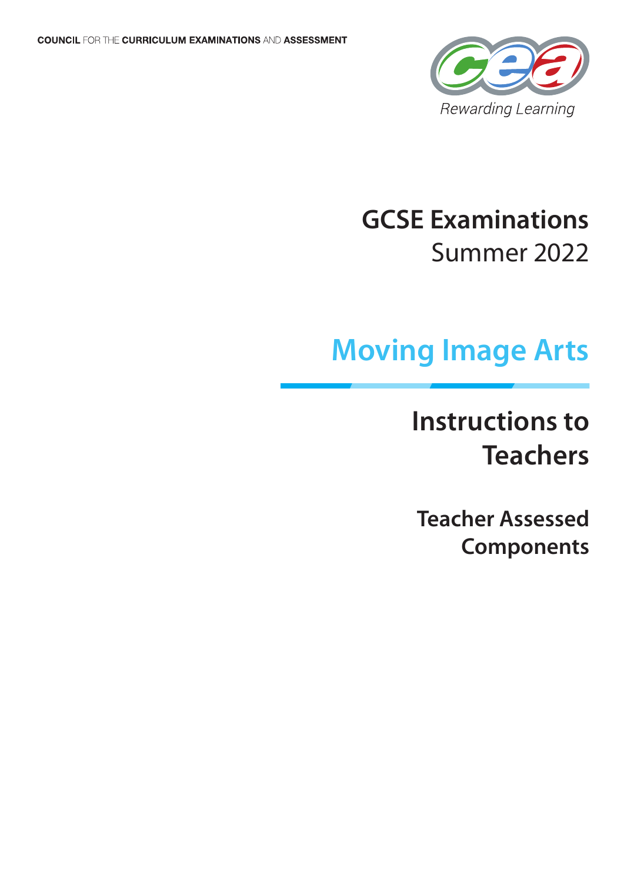**COUNCIL** FOR THE **CURRICULUM EXAMINATIONS** AND **ASSESSMENT**

Rewarding Learning

# GCSE Examinations
Summer 2022

# Moving Image Arts

## Instructions to Teachers

### Teacher Assessed Components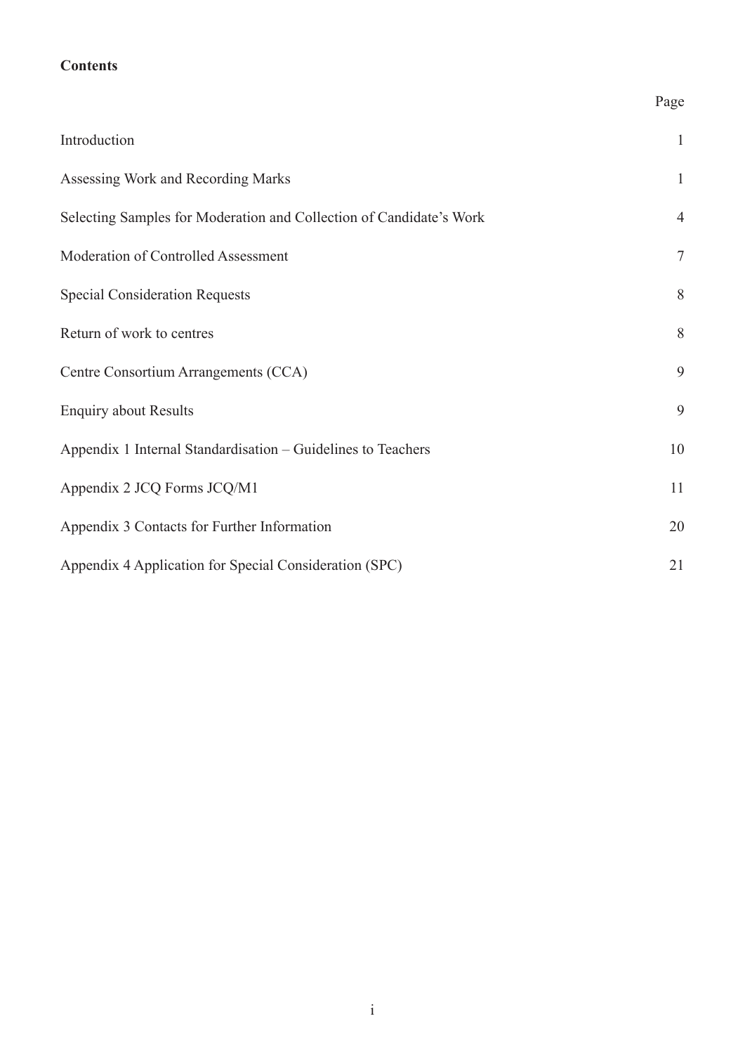**Contents**

| | Page |
|---|---|
| Introduction | 1 |
| Assessing Work and Recording Marks | 1 |
| Selecting Samples for Moderation and Collection of Candidate's Work | 4 |
| Moderation of Controlled Assessment | 7 |
| Special Consideration Requests | 8 |
| Return of work to centres | 8 |
| Centre Consortium Arrangements (CCA) | 9 |
| Enquiry about Results | 9 |
| Appendix 1 Internal Standardisation – Guidelines to Teachers | 10 |
| Appendix 2 JCQ Forms JCQ/M1 | 11 |
| Appendix 3 Contacts for Further Information | 20 |
| Appendix 4 Application for Special Consideration (SPC) | 21 |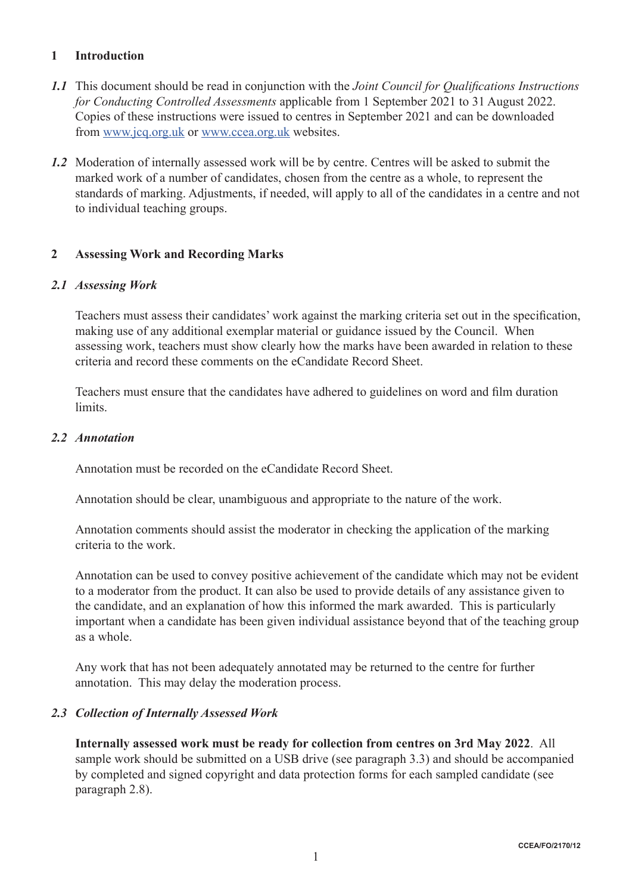## 1 Introduction

***1.1*** This document should be read in conjunction with the *Joint Council for Qualifications Instructions for Conducting Controlled Assessments* applicable from 1 September 2021 to 31 August 2022. Copies of these instructions were issued to centres in September 2021 and can be downloaded from www.jcq.org.uk or www.ccea.org.uk websites.

***1.2*** Moderation of internally assessed work will be by centre. Centres will be asked to submit the marked work of a number of candidates, chosen from the centre as a whole, to represent the standards of marking. Adjustments, if needed, will apply to all of the candidates in a centre and not to individual teaching groups.

## 2 Assessing Work and Recording Marks

### *2.1 Assessing Work*

Teachers must assess their candidates' work against the marking criteria set out in the specification, making use of any additional exemplar material or guidance issued by the Council. When assessing work, teachers must show clearly how the marks have been awarded in relation to these criteria and record these comments on the eCandidate Record Sheet.

Teachers must ensure that the candidates have adhered to guidelines on word and film duration limits.

### *2.2 Annotation*

Annotation must be recorded on the eCandidate Record Sheet.

Annotation should be clear, unambiguous and appropriate to the nature of the work.

Annotation comments should assist the moderator in checking the application of the marking criteria to the work.

Annotation can be used to convey positive achievement of the candidate which may not be evident to a moderator from the product. It can also be used to provide details of any assistance given to the candidate, and an explanation of how this informed the mark awarded. This is particularly important when a candidate has been given individual assistance beyond that of the teaching group as a whole.

Any work that has not been adequately annotated may be returned to the centre for further annotation. This may delay the moderation process.

### *2.3 Collection of Internally Assessed Work*

**Internally assessed work must be ready for collection from centres on 3rd May 2022**. All sample work should be submitted on a USB drive (see paragraph 3.3) and should be accompanied by completed and signed copyright and data protection forms for each sampled candidate (see paragraph 2.8).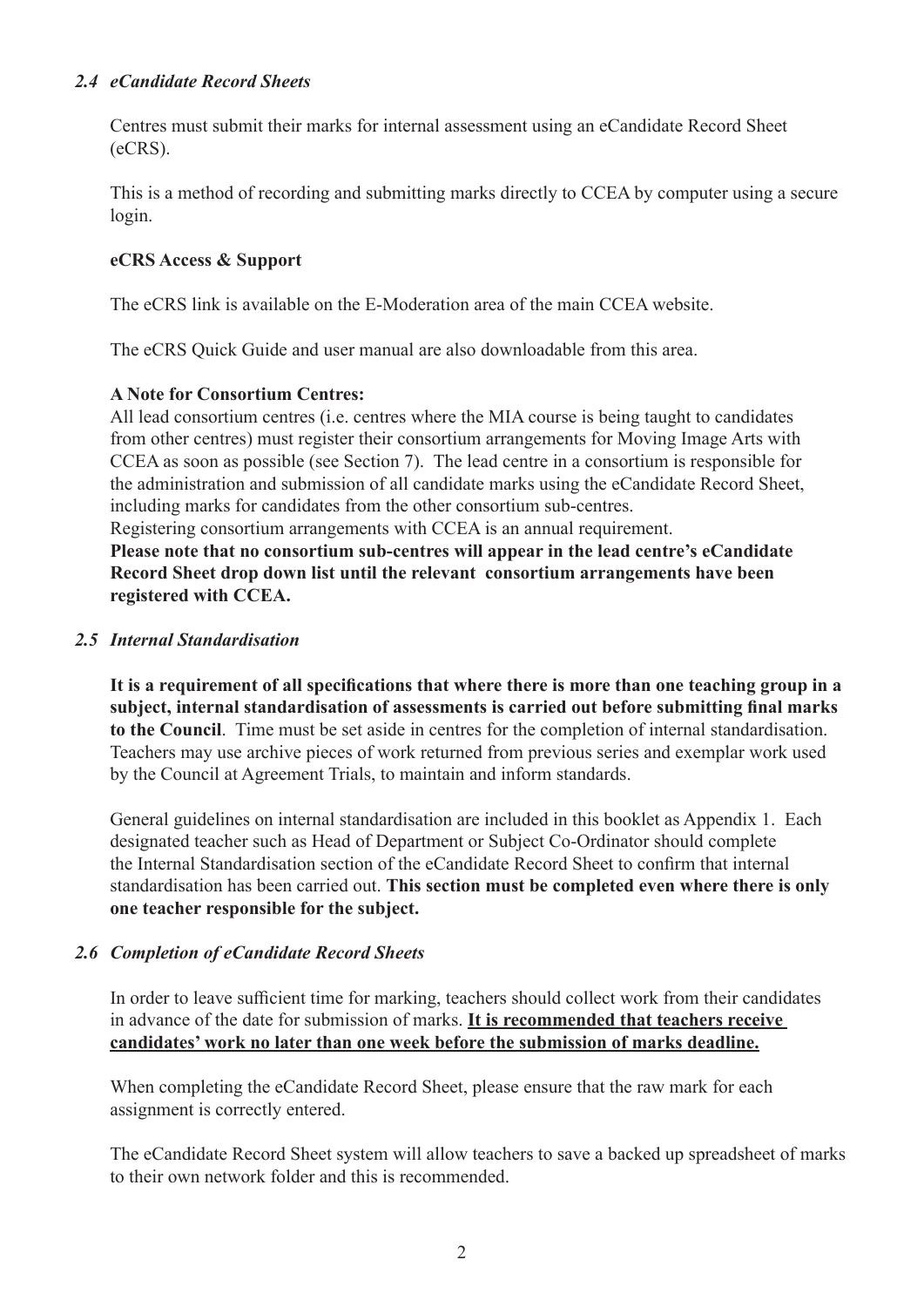### *2.4 eCandidate Record Sheets*

Centres must submit their marks for internal assessment using an eCandidate Record Sheet (eCRS).

This is a method of recording and submitting marks directly to CCEA by computer using a secure login.

**eCRS Access & Support**

The eCRS link is available on the E-Moderation area of the main CCEA website.

The eCRS Quick Guide and user manual are also downloadable from this area.

**A Note for Consortium Centres:**
All lead consortium centres (i.e. centres where the MIA course is being taught to candidates from other centres) must register their consortium arrangements for Moving Image Arts with CCEA as soon as possible (see Section 7). The lead centre in a consortium is responsible for the administration and submission of all candidate marks using the eCandidate Record Sheet, including marks for candidates from the other consortium sub-centres.
Registering consortium arrangements with CCEA is an annual requirement.
**Please note that no consortium sub-centres will appear in the lead centre's eCandidate Record Sheet drop down list until the relevant consortium arrangements have been registered with CCEA.**

### *2.5 Internal Standardisation*

**It is a requirement of all specifications that where there is more than one teaching group in a subject, internal standardisation of assessments is carried out before submitting final marks to the Council**. Time must be set aside in centres for the completion of internal standardisation. Teachers may use archive pieces of work returned from previous series and exemplar work used by the Council at Agreement Trials, to maintain and inform standards.

General guidelines on internal standardisation are included in this booklet as Appendix 1. Each designated teacher such as Head of Department or Subject Co-Ordinator should complete the Internal Standardisation section of the eCandidate Record Sheet to confirm that internal standardisation has been carried out. **This section must be completed even where there is only one teacher responsible for the subject.**

### *2.6 Completion of eCandidate Record Sheets*

In order to leave sufficient time for marking, teachers should collect work from their candidates in advance of the date for submission of marks. **<u>It is recommended that teachers receive candidates' work no later than one week before the submission of marks deadline.</u>**

When completing the eCandidate Record Sheet, please ensure that the raw mark for each assignment is correctly entered.

The eCandidate Record Sheet system will allow teachers to save a backed up spreadsheet of marks to their own network folder and this is recommended.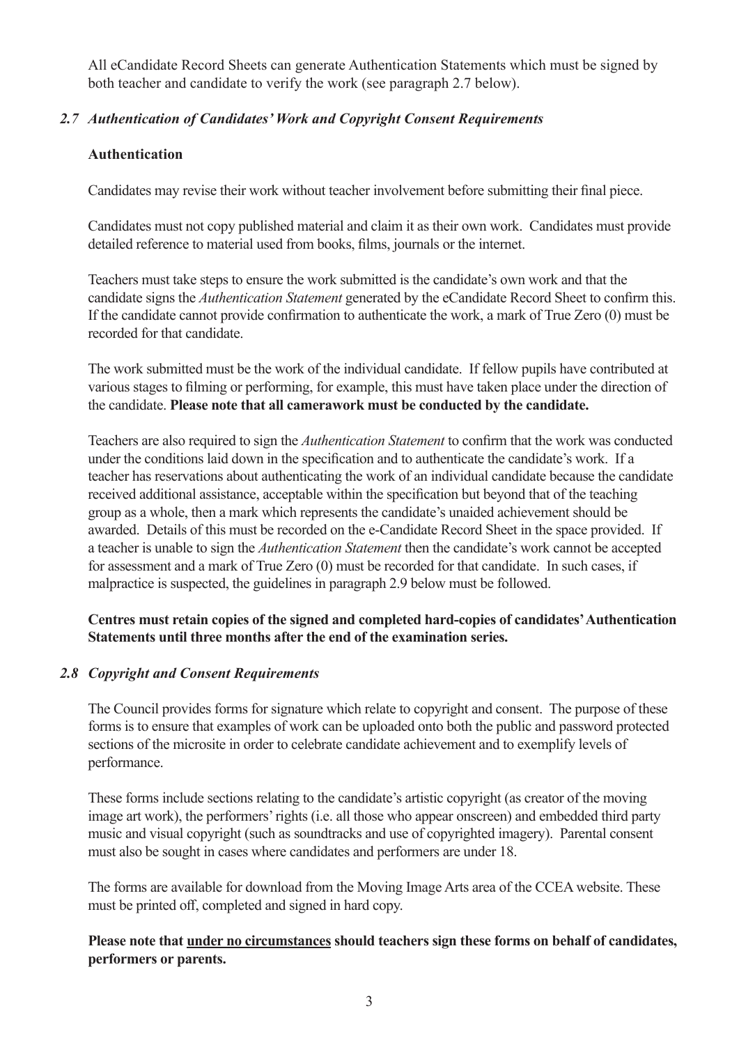All eCandidate Record Sheets can generate Authentication Statements which must be signed by both teacher and candidate to verify the work (see paragraph 2.7 below).

### *2.7 Authentication of Candidates' Work and Copyright Consent Requirements*

**Authentication**

Candidates may revise their work without teacher involvement before submitting their final piece.

Candidates must not copy published material and claim it as their own work. Candidates must provide detailed reference to material used from books, films, journals or the internet.

Teachers must take steps to ensure the work submitted is the candidate's own work and that the candidate signs the *Authentication Statement* generated by the eCandidate Record Sheet to confirm this. If the candidate cannot provide confirmation to authenticate the work, a mark of True Zero (0) must be recorded for that candidate.

The work submitted must be the work of the individual candidate. If fellow pupils have contributed at various stages to filming or performing, for example, this must have taken place under the direction of the candidate. **Please note that all camerawork must be conducted by the candidate.**

Teachers are also required to sign the *Authentication Statement* to confirm that the work was conducted under the conditions laid down in the specification and to authenticate the candidate's work. If a teacher has reservations about authenticating the work of an individual candidate because the candidate received additional assistance, acceptable within the specification but beyond that of the teaching group as a whole, then a mark which represents the candidate's unaided achievement should be awarded. Details of this must be recorded on the e-Candidate Record Sheet in the space provided. If a teacher is unable to sign the *Authentication Statement* then the candidate's work cannot be accepted for assessment and a mark of True Zero (0) must be recorded for that candidate. In such cases, if malpractice is suspected, the guidelines in paragraph 2.9 below must be followed.

**Centres must retain copies of the signed and completed hard-copies of candidates' Authentication Statements until three months after the end of the examination series.**

### *2.8 Copyright and Consent Requirements*

The Council provides forms for signature which relate to copyright and consent. The purpose of these forms is to ensure that examples of work can be uploaded onto both the public and password protected sections of the microsite in order to celebrate candidate achievement and to exemplify levels of performance.

These forms include sections relating to the candidate's artistic copyright (as creator of the moving image art work), the performers' rights (i.e. all those who appear onscreen) and embedded third party music and visual copyright (such as soundtracks and use of copyrighted imagery). Parental consent must also be sought in cases where candidates and performers are under 18.

The forms are available for download from the Moving Image Arts area of the CCEA website. These must be printed off, completed and signed in hard copy.

**Please note that <u>under no circumstances</u> should teachers sign these forms on behalf of candidates, performers or parents.**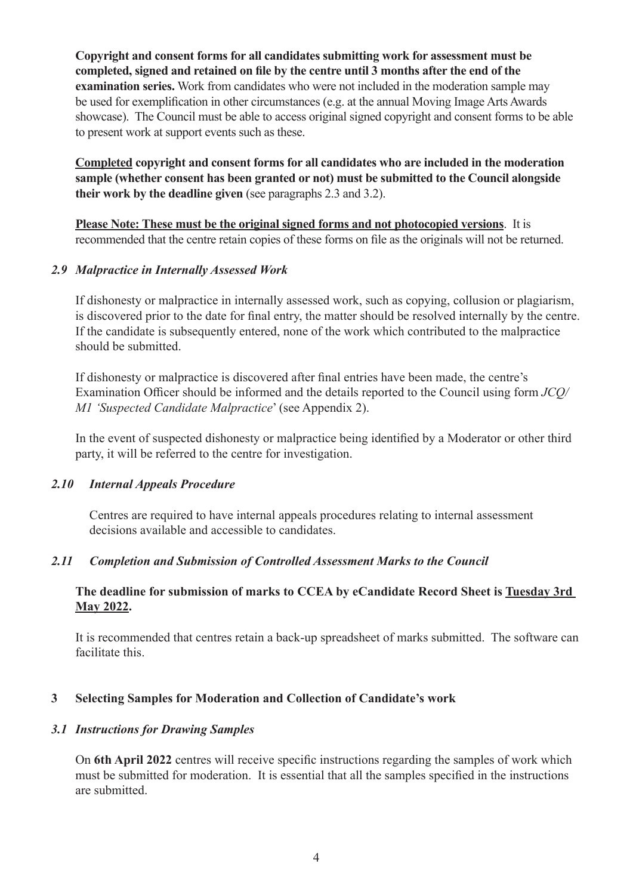**Copyright and consent forms for all candidates submitting work for assessment must be completed, signed and retained on file by the centre until 3 months after the end of the examination series.** Work from candidates who were not included in the moderation sample may be used for exemplification in other circumstances (e.g. at the annual Moving Image Arts Awards showcase). The Council must be able to access original signed copyright and consent forms to be able to present work at support events such as these.

**<u>Completed</u> copyright and consent forms for all candidates who are included in the moderation sample (whether consent has been granted or not) must be submitted to the Council alongside their work by the deadline given** (see paragraphs 2.3 and 3.2).

**<u>Please Note: These must be the original signed forms and not photocopied versions</u>**. It is recommended that the centre retain copies of these forms on file as the originals will not be returned.

### *2.9 Malpractice in Internally Assessed Work*

If dishonesty or malpractice in internally assessed work, such as copying, collusion or plagiarism, is discovered prior to the date for final entry, the matter should be resolved internally by the centre. If the candidate is subsequently entered, none of the work which contributed to the malpractice should be submitted.

If dishonesty or malpractice is discovered after final entries have been made, the centre's Examination Officer should be informed and the details reported to the Council using form *JCQ/M1 'Suspected Candidate Malpractice*' (see Appendix 2).

In the event of suspected dishonesty or malpractice being identified by a Moderator or other third party, it will be referred to the centre for investigation.

### *2.10 Internal Appeals Procedure*

Centres are required to have internal appeals procedures relating to internal assessment decisions available and accessible to candidates.

### *2.11 Completion and Submission of Controlled Assessment Marks to the Council*

**The deadline for submission of marks to CCEA by eCandidate Record Sheet is <u>Tuesday 3rd May 2022</u>.**

It is recommended that centres retain a back-up spreadsheet of marks submitted. The software can facilitate this.

## 3 Selecting Samples for Moderation and Collection of Candidate's work

### *3.1 Instructions for Drawing Samples*

On **6th April 2022** centres will receive specific instructions regarding the samples of work which must be submitted for moderation. It is essential that all the samples specified in the instructions are submitted.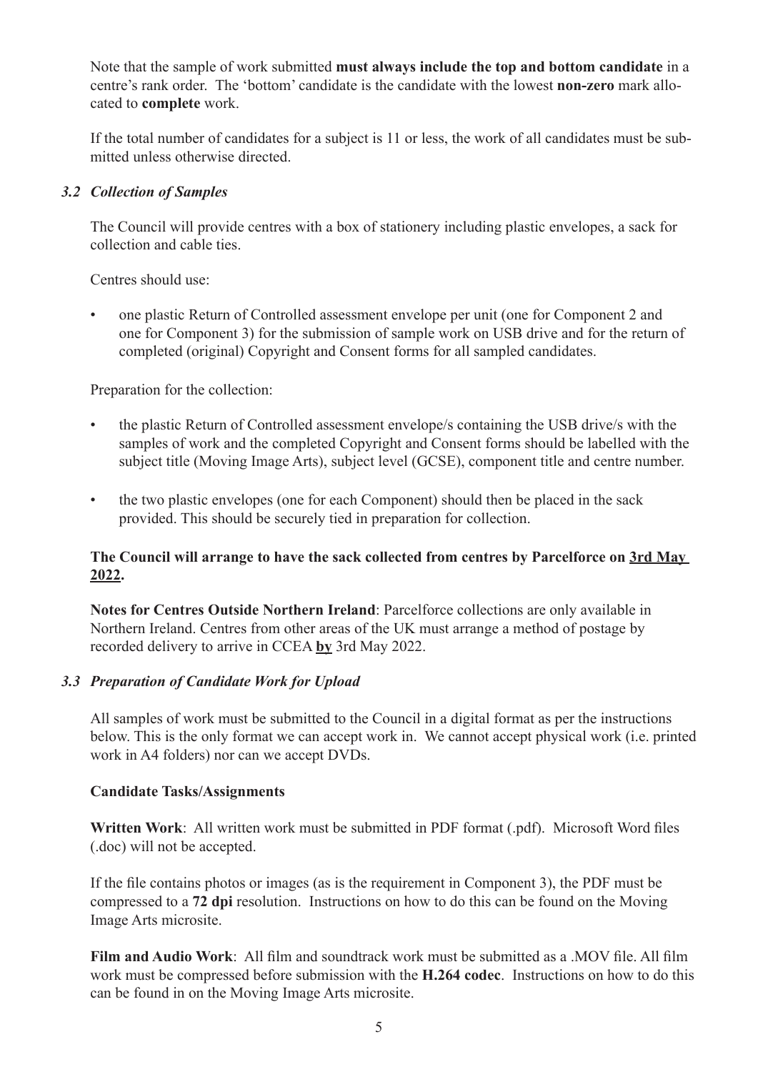Note that the sample of work submitted **must always include the top and bottom candidate** in a centre's rank order. The 'bottom' candidate is the candidate with the lowest **non-zero** mark allocated to **complete** work.

If the total number of candidates for a subject is 11 or less, the work of all candidates must be submitted unless otherwise directed.

### *3.2 Collection of Samples*

The Council will provide centres with a box of stationery including plastic envelopes, a sack for collection and cable ties.

Centres should use:

- one plastic Return of Controlled assessment envelope per unit (one for Component 2 and one for Component 3) for the submission of sample work on USB drive and for the return of completed (original) Copyright and Consent forms for all sampled candidates.

Preparation for the collection:

- the plastic Return of Controlled assessment envelope/s containing the USB drive/s with the samples of work and the completed Copyright and Consent forms should be labelled with the subject title (Moving Image Arts), subject level (GCSE), component title and centre number.
- the two plastic envelopes (one for each Component) should then be placed in the sack provided. This should be securely tied in preparation for collection.

**The Council will arrange to have the sack collected from centres by Parcelforce on <u>3rd May 2022</u>.**

**Notes for Centres Outside Northern Ireland**: Parcelforce collections are only available in Northern Ireland. Centres from other areas of the UK must arrange a method of postage by recorded delivery to arrive in CCEA **<u>by</u>** 3rd May 2022.

### *3.3 Preparation of Candidate Work for Upload*

All samples of work must be submitted to the Council in a digital format as per the instructions below. This is the only format we can accept work in. We cannot accept physical work (i.e. printed work in A4 folders) nor can we accept DVDs.

**Candidate Tasks/Assignments**

**Written Work**: All written work must be submitted in PDF format (.pdf). Microsoft Word files (.doc) will not be accepted.

If the file contains photos or images (as is the requirement in Component 3), the PDF must be compressed to a **72 dpi** resolution. Instructions on how to do this can be found on the Moving Image Arts microsite.

**Film and Audio Work**: All film and soundtrack work must be submitted as a .MOV file. All film work must be compressed before submission with the **H.264 codec**. Instructions on how to do this can be found in on the Moving Image Arts microsite.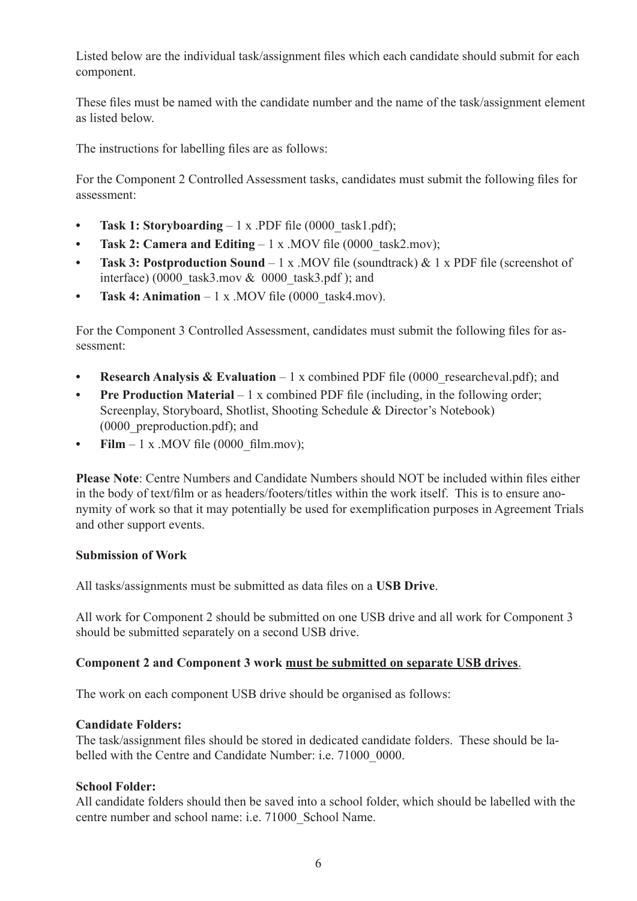Listed below are the individual task/assignment files which each candidate should submit for each component.

These files must be named with the candidate number and the name of the task/assignment element as listed below.

The instructions for labelling files are as follows:

For the Component 2 Controlled Assessment tasks, candidates must submit the following files for assessment:

- **Task 1: Storyboarding** – 1 x .PDF file (0000_task1.pdf);
- **Task 2: Camera and Editing** – 1 x .MOV file (0000_task2.mov);
- **Task 3: Postproduction Sound** – 1 x .MOV file (soundtrack) & 1 x PDF file (screenshot of interface) (0000_task3.mov & 0000_task3.pdf ); and
- **Task 4: Animation** – 1 x .MOV file (0000_task4.mov).

For the Component 3 Controlled Assessment, candidates must submit the following files for assessment:

- **Research Analysis & Evaluation** – 1 x combined PDF file (0000_researcheval.pdf); and
- **Pre Production Material** – 1 x combined PDF file (including, in the following order; Screenplay, Storyboard, Shotlist, Shooting Schedule & Director's Notebook) (0000_preproduction.pdf); and
- **Film** – 1 x .MOV file (0000_film.mov);

**Please Note**: Centre Numbers and Candidate Numbers should NOT be included within files either in the body of text/film or as headers/footers/titles within the work itself. This is to ensure anonymity of work so that it may potentially be used for exemplification purposes in Agreement Trials and other support events.

**Submission of Work**

All tasks/assignments must be submitted as data files on a **USB Drive**.

All work for Component 2 should be submitted on one USB drive and all work for Component 3 should be submitted separately on a second USB drive.

**Component 2 and Component 3 work <u>must be submitted on separate USB drives</u>.**

The work on each component USB drive should be organised as follows:

**Candidate Folders:**
The task/assignment files should be stored in dedicated candidate folders. These should be labelled with the Centre and Candidate Number: i.e. 71000_0000.

**School Folder:**
All candidate folders should then be saved into a school folder, which should be labelled with the centre number and school name: i.e. 71000_School Name.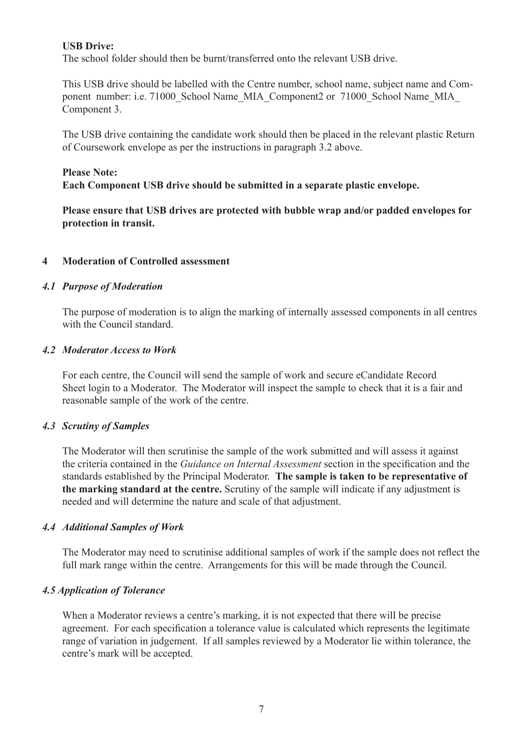**USB Drive:**
The school folder should then be burnt/transferred onto the relevant USB drive.

This USB drive should be labelled with the Centre number, school name, subject name and Component number: i.e. 71000_School Name_MIA_Component2 or 71000_School Name_MIA_Component 3.

The USB drive containing the candidate work should then be placed in the relevant plastic Return of Coursework envelope as per the instructions in paragraph 3.2 above.

**Please Note:**
**Each Component USB drive should be submitted in a separate plastic envelope.**

**Please ensure that USB drives are protected with bubble wrap and/or padded envelopes for protection in transit.**

## 4 Moderation of Controlled assessment

### *4.1 Purpose of Moderation*

The purpose of moderation is to align the marking of internally assessed components in all centres with the Council standard.

### *4.2 Moderator Access to Work*

For each centre, the Council will send the sample of work and secure eCandidate Record Sheet login to a Moderator. The Moderator will inspect the sample to check that it is a fair and reasonable sample of the work of the centre.

### *4.3 Scrutiny of Samples*

The Moderator will then scrutinise the sample of the work submitted and will assess it against the criteria contained in the *Guidance on Internal Assessment* section in the specification and the standards established by the Principal Moderator. **The sample is taken to be representative of the marking standard at the centre.** Scrutiny of the sample will indicate if any adjustment is needed and will determine the nature and scale of that adjustment.

### *4.4 Additional Samples of Work*

The Moderator may need to scrutinise additional samples of work if the sample does not reflect the full mark range within the centre. Arrangements for this will be made through the Council.

### *4.5 Application of Tolerance*

When a Moderator reviews a centre's marking, it is not expected that there will be precise agreement. For each specification a tolerance value is calculated which represents the legitimate range of variation in judgement. If all samples reviewed by a Moderator lie within tolerance, the centre's mark will be accepted.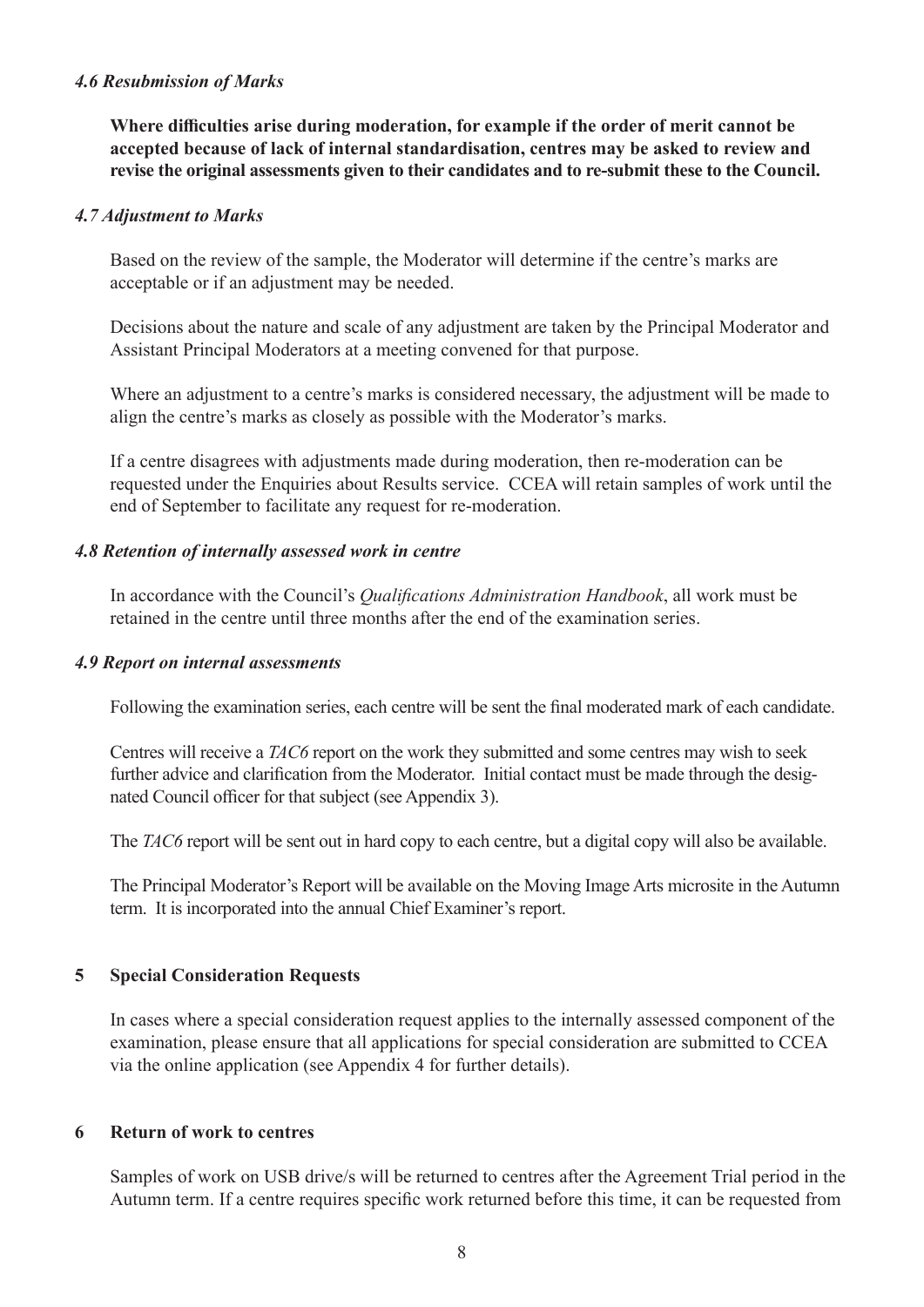#### *4.6 Resubmission of Marks*

**Where difficulties arise during moderation, for example if the order of merit cannot be accepted because of lack of internal standardisation, centres may be asked to review and revise the original assessments given to their candidates and to re-submit these to the Council.**

#### *4.7 Adjustment to Marks*

Based on the review of the sample, the Moderator will determine if the centre's marks are acceptable or if an adjustment may be needed.

Decisions about the nature and scale of any adjustment are taken by the Principal Moderator and Assistant Principal Moderators at a meeting convened for that purpose.

Where an adjustment to a centre's marks is considered necessary, the adjustment will be made to align the centre's marks as closely as possible with the Moderator's marks.

If a centre disagrees with adjustments made during moderation, then re-moderation can be requested under the Enquiries about Results service. CCEA will retain samples of work until the end of September to facilitate any request for re-moderation.

#### *4.8 Retention of internally assessed work in centre*

In accordance with the Council's *Qualifications Administration Handbook*, all work must be retained in the centre until three months after the end of the examination series.

#### *4.9 Report on internal assessments*

Following the examination series, each centre will be sent the final moderated mark of each candidate.

Centres will receive a *TAC6* report on the work they submitted and some centres may wish to seek further advice and clarification from the Moderator. Initial contact must be made through the designated Council officer for that subject (see Appendix 3).

The *TAC6* report will be sent out in hard copy to each centre, but a digital copy will also be available.

The Principal Moderator's Report will be available on the Moving Image Arts microsite in the Autumn term. It is incorporated into the annual Chief Examiner's report.

## 5 Special Consideration Requests

In cases where a special consideration request applies to the internally assessed component of the examination, please ensure that all applications for special consideration are submitted to CCEA via the online application (see Appendix 4 for further details).

## 6 Return of work to centres

Samples of work on USB drive/s will be returned to centres after the Agreement Trial period in the Autumn term. If a centre requires specific work returned before this time, it can be requested from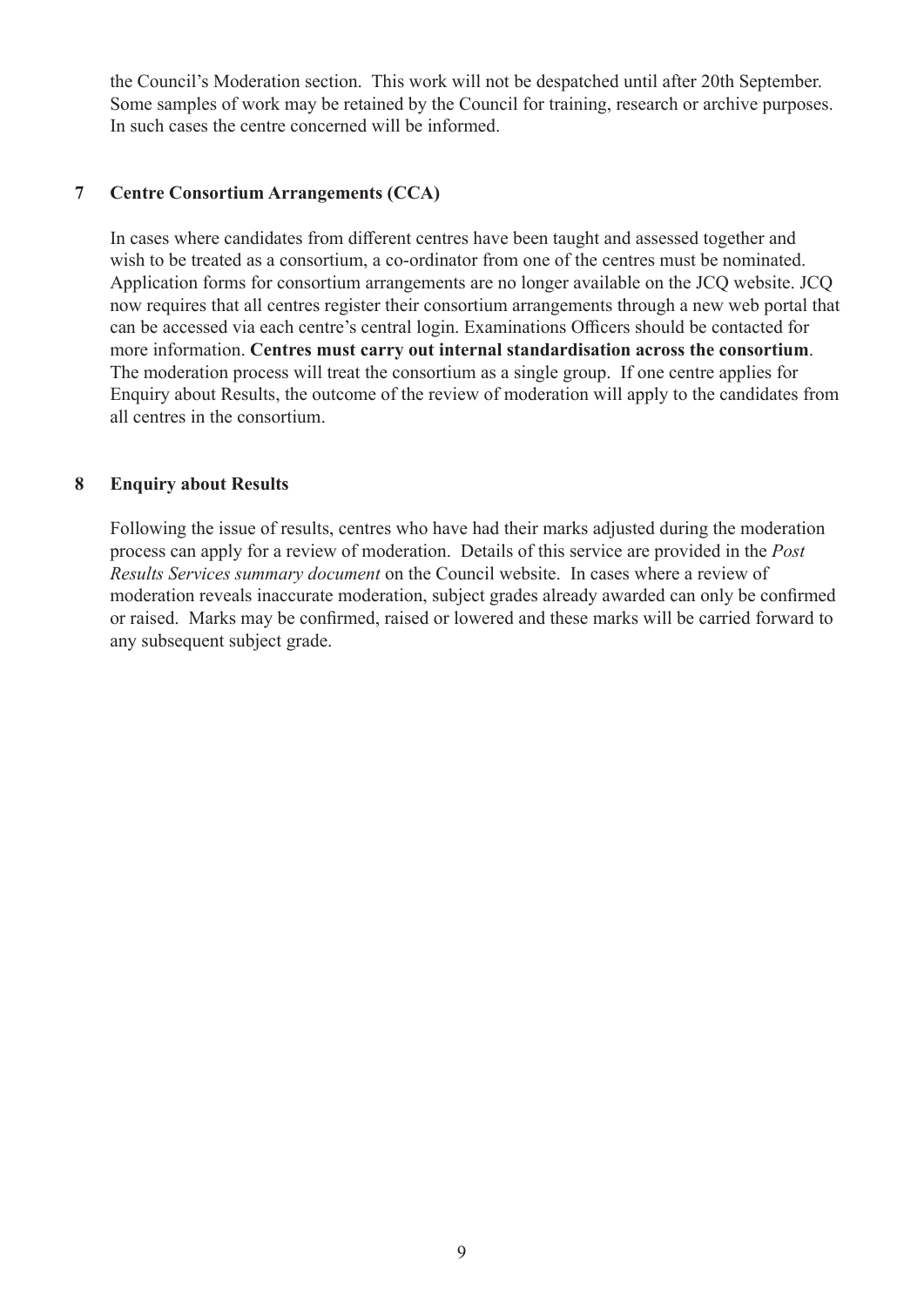the Council's Moderation section. This work will not be despatched until after 20th September. Some samples of work may be retained by the Council for training, research or archive purposes. In such cases the centre concerned will be informed.

## 7 Centre Consortium Arrangements (CCA)

In cases where candidates from different centres have been taught and assessed together and wish to be treated as a consortium, a co-ordinator from one of the centres must be nominated. Application forms for consortium arrangements are no longer available on the JCQ website. JCQ now requires that all centres register their consortium arrangements through a new web portal that can be accessed via each centre's central login. Examinations Officers should be contacted for more information. **Centres must carry out internal standardisation across the consortium**. The moderation process will treat the consortium as a single group. If one centre applies for Enquiry about Results, the outcome of the review of moderation will apply to the candidates from all centres in the consortium.

## 8 Enquiry about Results

Following the issue of results, centres who have had their marks adjusted during the moderation process can apply for a review of moderation. Details of this service are provided in the *Post Results Services summary document* on the Council website. In cases where a review of moderation reveals inaccurate moderation, subject grades already awarded can only be confirmed or raised. Marks may be confirmed, raised or lowered and these marks will be carried forward to any subsequent subject grade.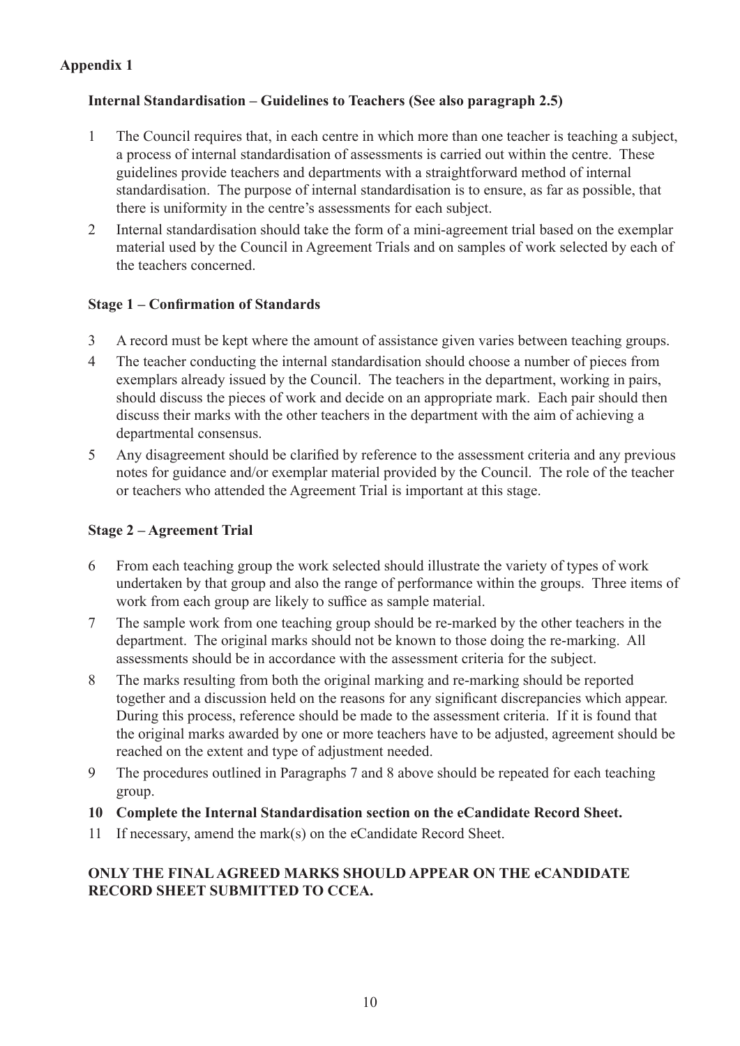## Appendix 1

### Internal Standardisation – Guidelines to Teachers (See also paragraph 2.5)

1 The Council requires that, in each centre in which more than one teacher is teaching a subject, a process of internal standardisation of assessments is carried out within the centre. These guidelines provide teachers and departments with a straightforward method of internal standardisation. The purpose of internal standardisation is to ensure, as far as possible, that there is uniformity in the centre's assessments for each subject.

2 Internal standardisation should take the form of a mini-agreement trial based on the exemplar material used by the Council in Agreement Trials and on samples of work selected by each of the teachers concerned.

### Stage 1 – Confirmation of Standards

3 A record must be kept where the amount of assistance given varies between teaching groups.

4 The teacher conducting the internal standardisation should choose a number of pieces from exemplars already issued by the Council. The teachers in the department, working in pairs, should discuss the pieces of work and decide on an appropriate mark. Each pair should then discuss their marks with the other teachers in the department with the aim of achieving a departmental consensus.

5 Any disagreement should be clarified by reference to the assessment criteria and any previous notes for guidance and/or exemplar material provided by the Council. The role of the teacher or teachers who attended the Agreement Trial is important at this stage.

### Stage 2 – Agreement Trial

6 From each teaching group the work selected should illustrate the variety of types of work undertaken by that group and also the range of performance within the groups. Three items of work from each group are likely to suffice as sample material.

7 The sample work from one teaching group should be re-marked by the other teachers in the department. The original marks should not be known to those doing the re-marking. All assessments should be in accordance with the assessment criteria for the subject.

8 The marks resulting from both the original marking and re-marking should be reported together and a discussion held on the reasons for any significant discrepancies which appear. During this process, reference should be made to the assessment criteria. If it is found that the original marks awarded by one or more teachers have to be adjusted, agreement should be reached on the extent and type of adjustment needed.

9 The procedures outlined in Paragraphs 7 and 8 above should be repeated for each teaching group.

**10 Complete the Internal Standardisation section on the eCandidate Record Sheet.**

11 If necessary, amend the mark(s) on the eCandidate Record Sheet.

**ONLY THE FINAL AGREED MARKS SHOULD APPEAR ON THE eCANDIDATE RECORD SHEET SUBMITTED TO CCEA.**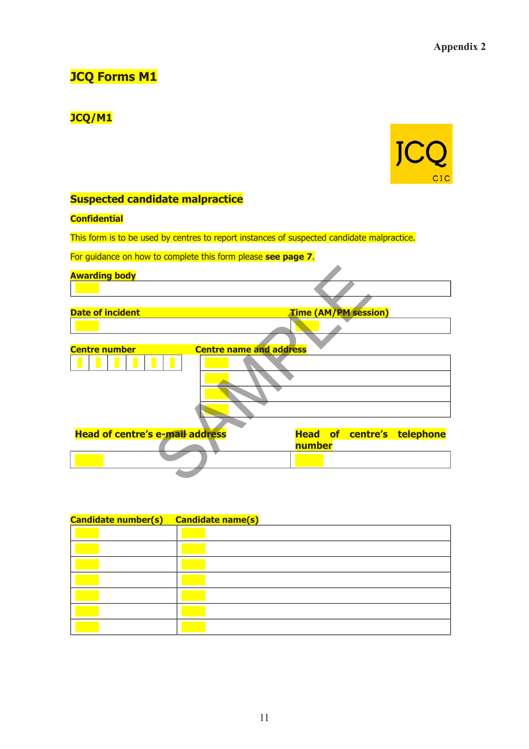Appendix 2

# JCQ Forms M1

## JCQ/M1

JCQ CIC

## Suspected candidate malpractice

**Confidential**

This form is to be used by centres to report instances of suspected candidate malpractice.

For guidance on how to complete this form please **see page 7**.

SAMPLE

**Awarding body**

| |
|---|
| |

| **Date of incident** | **Time (AM/PM session)** |
|---|---|
| | |

**Centre number**

| | | | | | |
|---|---|---|---|---|---|
| | | | | | |

**Centre name and address**

| |
|---|
| |
| |
| |
| |

| **Head of centre's e-mail address** | **Head of centre's telephone number** |
|---|---|
| | |

| **Candidate number(s)** | **Candidate name(s)** |
|---|---|
| | |
| | |
| | |
| | |
| | |
| | |
| | |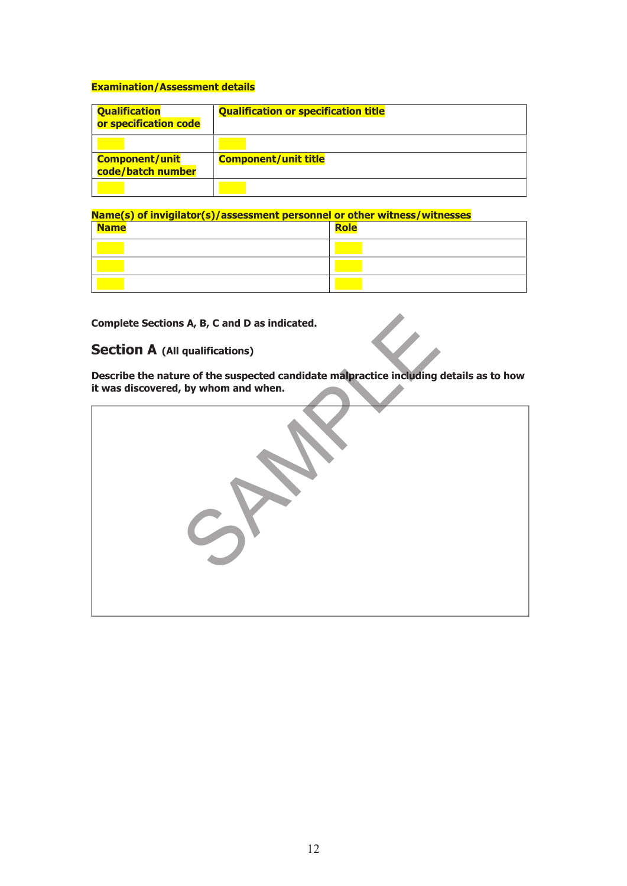**Examination/Assessment details**

| Qualification or specification code | Qualification or specification title |
|---|---|
| | |
| **Component/unit code/batch number** | **Component/unit title** |
| | |

**Name(s) of invigilator(s)/assessment personnel or other witness/witnesses**

| Name | Role |
|---|---|
| | |
| | |
| | |

**Complete Sections A, B, C and D as indicated.**

## Section A (All qualifications)

**Describe the nature of the suspected candidate malpractice including details as to how it was discovered, by whom and when.**

| |
|---|
| |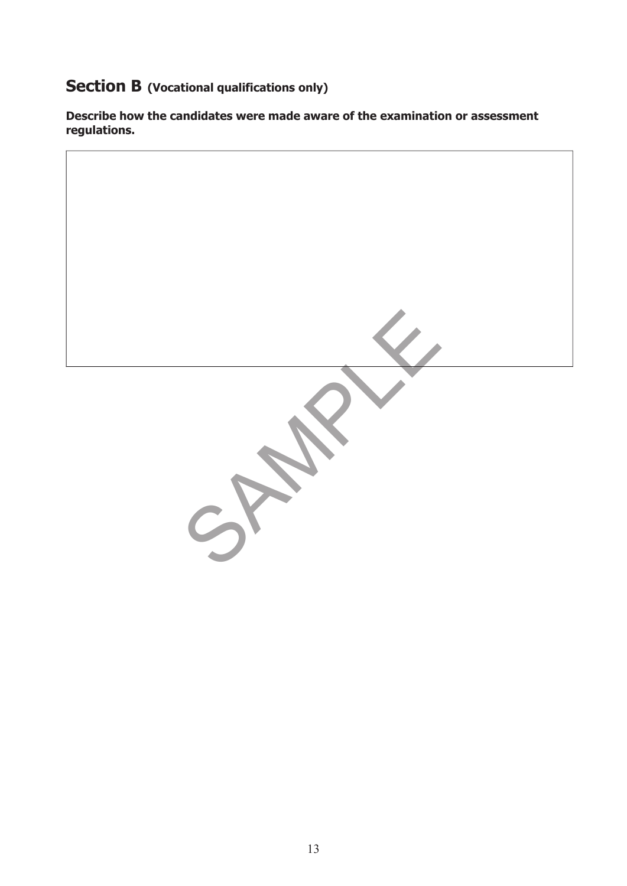## Section B (Vocational qualifications only)

**Describe how the candidates were made aware of the examination or assessment regulations.**

SAMPLE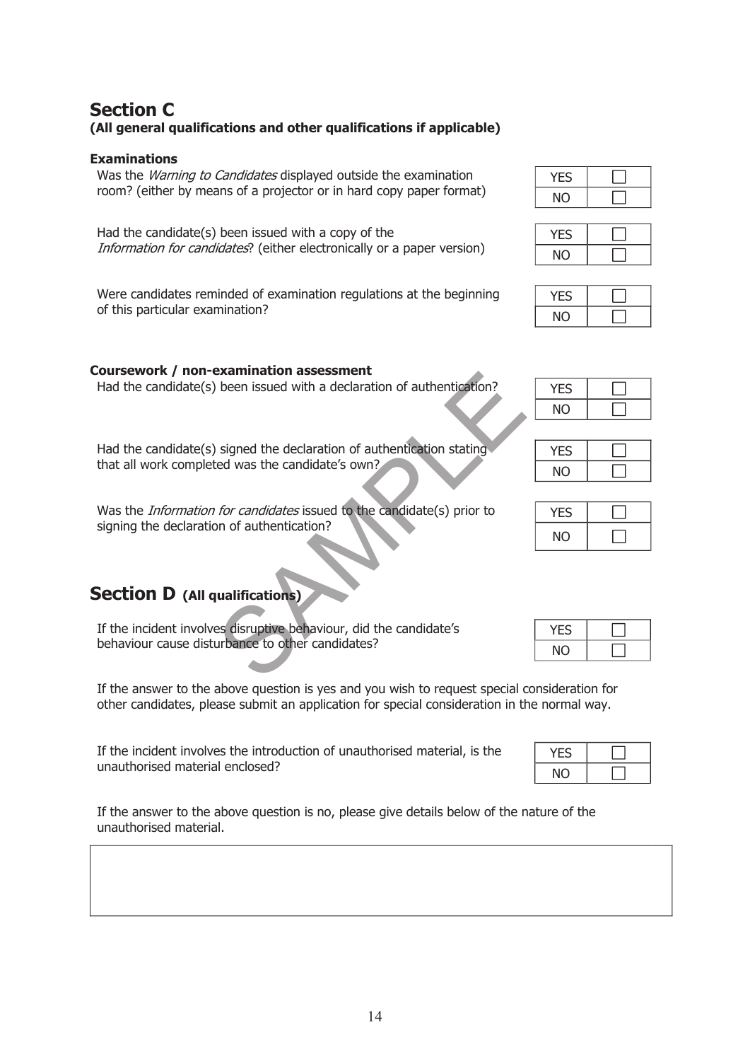## Section C
**(All general qualifications and other qualifications if applicable)**

**Examinations**

Was the *Warning to Candidates* displayed outside the examination room? (either by means of a projector or in hard copy paper format)

| YES | ☐ |
|---|---|
| NO | ☐ |

Had the candidate(s) been issued with a copy of the *Information for candidates*? (either electronically or a paper version)

| YES | ☐ |
|---|---|
| NO | ☐ |

Were candidates reminded of examination regulations at the beginning of this particular examination?

| YES | ☐ |
|---|---|
| NO | ☐ |

**Coursework / non-examination assessment**

Had the candidate(s) been issued with a declaration of authentication?

| YES | ☐ |
|---|---|
| NO | ☐ |

Had the candidate(s) signed the declaration of authentication stating that all work completed was the candidate's own?

| YES | ☐ |
|---|---|
| NO | ☐ |

Was the *Information for candidates* issued to the candidate(s) prior to signing the declaration of authentication?

| YES | ☐ |
|---|---|
| NO | ☐ |

## Section D (All qualifications)

If the incident involves disruptive behaviour, did the candidate's behaviour cause disturbance to other candidates?

| YES | ☐ |
|---|---|
| NO | ☐ |

If the answer to the above question is yes and you wish to request special consideration for other candidates, please submit an application for special consideration in the normal way.

If the incident involves the introduction of unauthorised material, is the unauthorised material enclosed?

| YES | ☐ |
|---|---|
| NO | ☐ |

If the answer to the above question is no, please give details below of the nature of the unauthorised material.

SAMPLE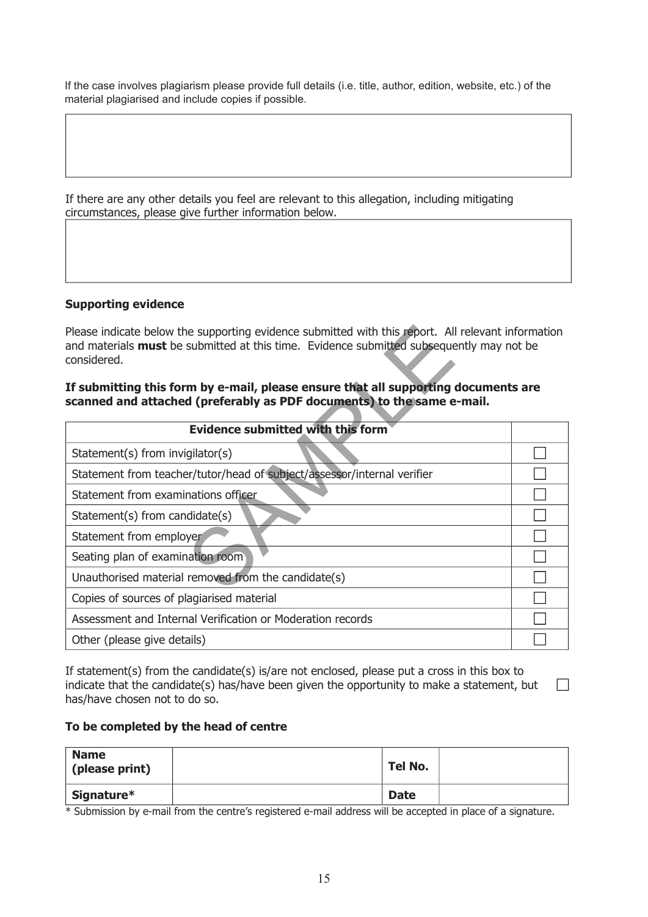If the case involves plagiarism please provide full details (i.e. title, author, edition, website, etc.) of the material plagiarised and include copies if possible.

| |
|---|
| |

If there are any other details you feel are relevant to this allegation, including mitigating circumstances, please give further information below.

| |
|---|
| |

**Supporting evidence**

Please indicate below the supporting evidence submitted with this report. All relevant information and materials **must** be submitted at this time. Evidence submitted subsequently may not be considered.

**If submitting this form by e-mail, please ensure that all supporting documents are scanned and attached (preferably as PDF documents) to the same e-mail.**

| Evidence submitted with this form | |
|---|---|
| Statement(s) from invigilator(s) | ☐ |
| Statement from teacher/tutor/head of subject/assessor/internal verifier | ☐ |
| Statement from examinations officer | ☐ |
| Statement(s) from candidate(s) | ☐ |
| Statement from employer | ☐ |
| Seating plan of examination room | ☐ |
| Unauthorised material removed from the candidate(s) | ☐ |
| Copies of sources of plagiarised material | ☐ |
| Assessment and Internal Verification or Moderation records | ☐ |
| Other (please give details) | ☐ |

If statement(s) from the candidate(s) is/are not enclosed, please put a cross in this box to indicate that the candidate(s) has/have been given the opportunity to make a statement, but has/have chosen not to do so. ☐

**To be completed by the head of centre**

| **Name (please print)** | | **Tel No.** | |
|---|---|---|---|
| **Signature*** | | **Date** | |

* Submission by e-mail from the centre's registered e-mail address will be accepted in place of a signature.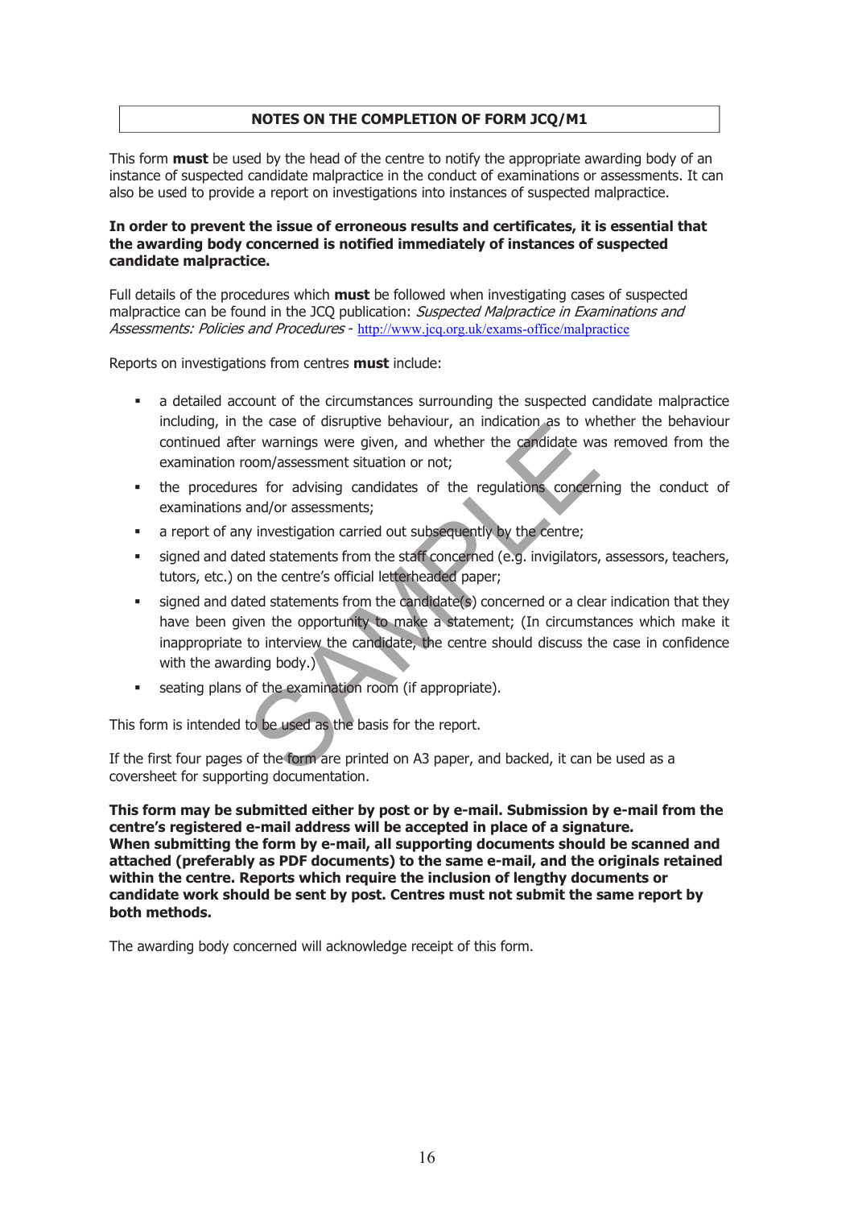## NOTES ON THE COMPLETION OF FORM JCQ/M1

This form **must** be used by the head of the centre to notify the appropriate awarding body of an instance of suspected candidate malpractice in the conduct of examinations or assessments. It can also be used to provide a report on investigations into instances of suspected malpractice.

**In order to prevent the issue of erroneous results and certificates, it is essential that the awarding body concerned is notified immediately of instances of suspected candidate malpractice.**

Full details of the procedures which **must** be followed when investigating cases of suspected malpractice can be found in the JCQ publication: *Suspected Malpractice in Examinations and Assessments: Policies and Procedures* - http://www.jcq.org.uk/exams-office/malpractice

Reports on investigations from centres **must** include:

- a detailed account of the circumstances surrounding the suspected candidate malpractice including, in the case of disruptive behaviour, an indication as to whether the behaviour continued after warnings were given, and whether the candidate was removed from the examination room/assessment situation or not;
- the procedures for advising candidates of the regulations concerning the conduct of examinations and/or assessments;
- a report of any investigation carried out subsequently by the centre;
- signed and dated statements from the staff concerned (e.g. invigilators, assessors, teachers, tutors, etc.) on the centre's official letterheaded paper;
- signed and dated statements from the candidate(s) concerned or a clear indication that they have been given the opportunity to make a statement; (In circumstances which make it inappropriate to interview the candidate, the centre should discuss the case in confidence with the awarding body.)
- seating plans of the examination room (if appropriate).

This form is intended to be used as the basis for the report.

If the first four pages of the form are printed on A3 paper, and backed, it can be used as a coversheet for supporting documentation.

**This form may be submitted either by post or by e-mail. Submission by e-mail from the centre's registered e-mail address will be accepted in place of a signature. When submitting the form by e-mail, all supporting documents should be scanned and attached (preferably as PDF documents) to the same e-mail, and the originals retained within the centre. Reports which require the inclusion of lengthy documents or candidate work should be sent by post. Centres must not submit the same report by both methods.**

The awarding body concerned will acknowledge receipt of this form.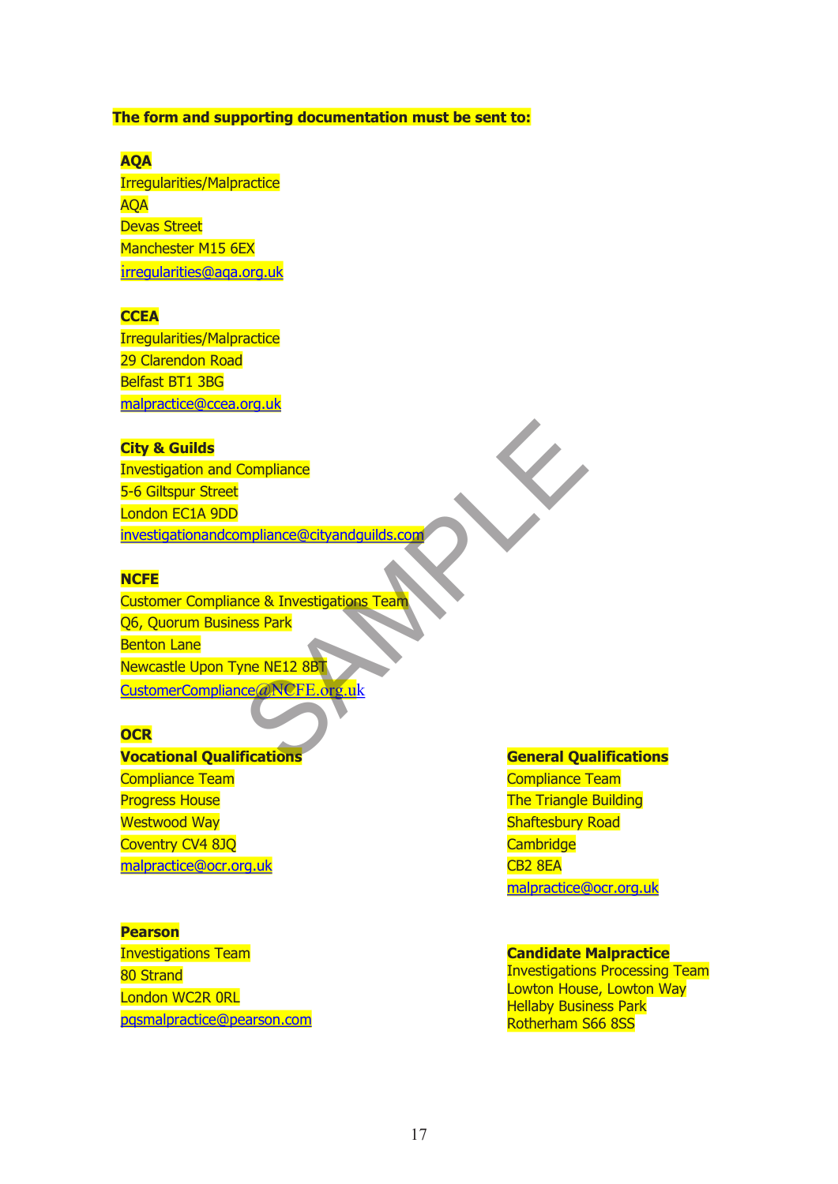**The form and supporting documentation must be sent to:**

**AQA**
Irregularities/Malpractice
AQA
Devas Street
Manchester M15 6EX
irregularities@aqa.org.uk

**CCEA**
Irregularities/Malpractice
29 Clarendon Road
Belfast BT1 3BG
malpractice@ccea.org.uk

**City & Guilds**
Investigation and Compliance
5-6 Giltspur Street
London EC1A 9DD
investigationandcompliance@cityandguilds.com

**NCFE**
Customer Compliance & Investigations Team
Q6, Quorum Business Park
Benton Lane
Newcastle Upon Tyne NE12 8BT
CustomerCompliance@NCFE.org.uk

**OCR**

**Vocational Qualifications**
Compliance Team
Progress House
Westwood Way
Coventry CV4 8JQ
malpractice@ocr.org.uk

**General Qualifications**
Compliance Team
The Triangle Building
Shaftesbury Road
Cambridge
CB2 8EA
malpractice@ocr.org.uk

**Pearson**
Investigations Team
80 Strand
London WC2R 0RL
pqsmalpractice@pearson.com

**Candidate Malpractice**
Investigations Processing Team
Lowton House, Lowton Way
Hellaby Business Park
Rotherham S66 8SS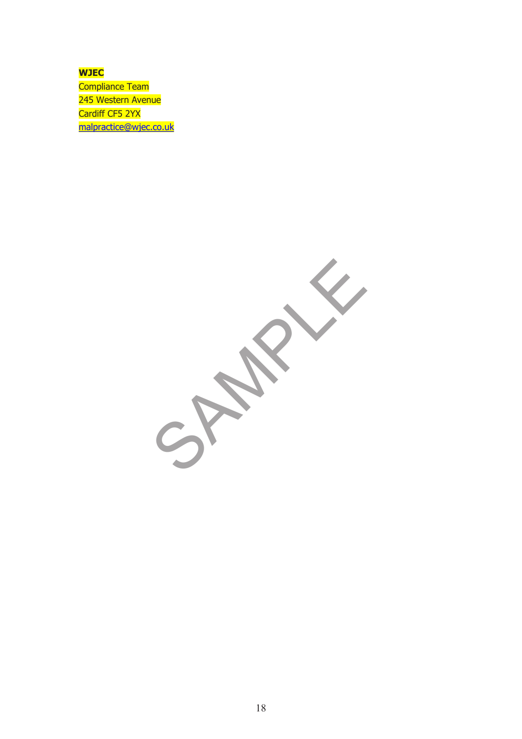**WJEC**
Compliance Team
245 Western Avenue
Cardiff CF5 2YX
malpractice@wjec.co.uk

SAMPLE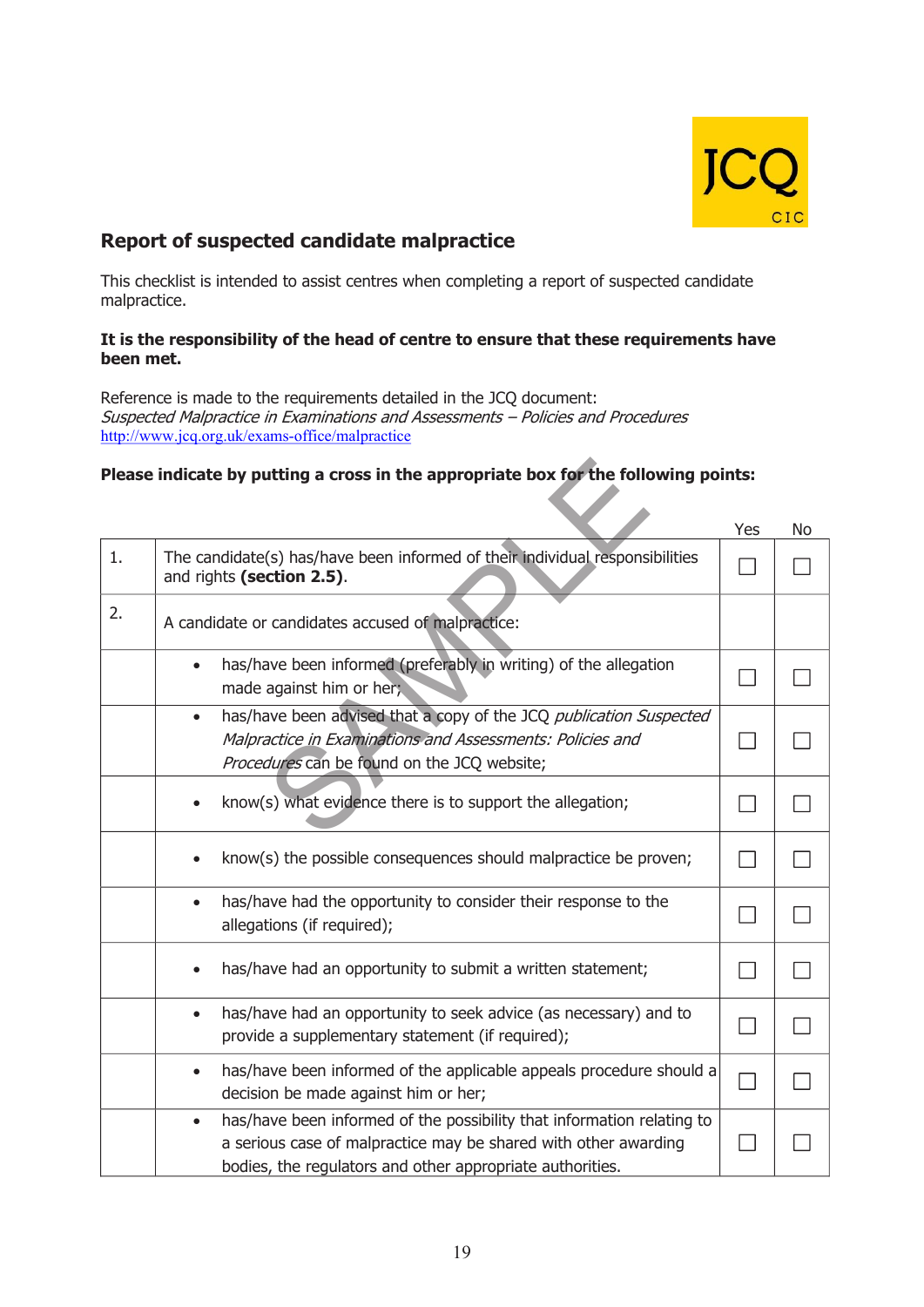## Report of suspected candidate malpractice

This checklist is intended to assist centres when completing a report of suspected candidate malpractice.

**It is the responsibility of the head of centre to ensure that these requirements have been met.**

Reference is made to the requirements detailed in the JCQ document:
*Suspected Malpractice in Examinations and Assessments – Policies and Procedures*
http://www.jcq.org.uk/exams-office/malpractice

**Please indicate by putting a cross in the appropriate box for the following points:**

| | | Yes | No |
|---|---|---|---|
| 1. | The candidate(s) has/have been informed of their individual responsibilities and rights **(section 2.5)**. | ☐ | ☐ |
| 2. | A candidate or candidates accused of malpractice: | | |
| | • has/have been informed (preferably in writing) of the allegation made against him or her; | ☐ | ☐ |
| | • has/have been advised that a copy of the JCQ *publication Suspected Malpractice in Examinations and Assessments: Policies and Procedures* can be found on the JCQ website; | ☐ | ☐ |
| | • know(s) what evidence there is to support the allegation; | ☐ | ☐ |
| | • know(s) the possible consequences should malpractice be proven; | ☐ | ☐ |
| | • has/have had the opportunity to consider their response to the allegations (if required); | ☐ | ☐ |
| | • has/have had an opportunity to submit a written statement; | ☐ | ☐ |
| | • has/have had an opportunity to seek advice (as necessary) and to provide a supplementary statement (if required); | ☐ | ☐ |
| | • has/have been informed of the applicable appeals procedure should a decision be made against him or her; | ☐ | ☐ |
| | • has/have been informed of the possibility that information relating to a serious case of malpractice may be shared with other awarding bodies, the regulators and other appropriate authorities. | ☐ | ☐ |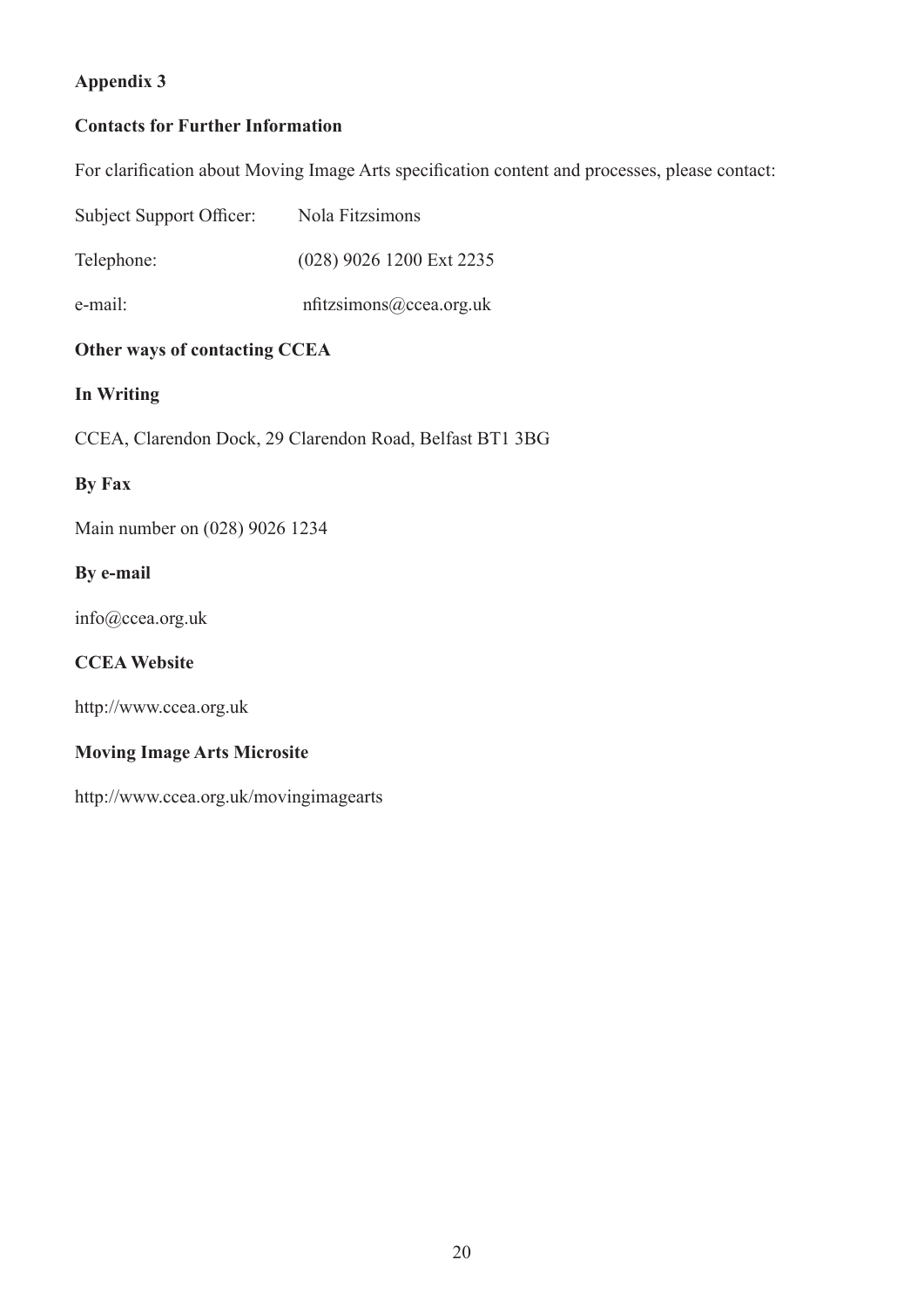## Appendix 3

### Contacts for Further Information

For clarification about Moving Image Arts specification content and processes, please contact:

| | |
|---|---|
| Subject Support Officer: | Nola Fitzsimons |
| Telephone: | (028) 9026 1200 Ext 2235 |
| e-mail: | nfitzsimons@ccea.org.uk |

### Other ways of contacting CCEA

**In Writing**

CCEA, Clarendon Dock, 29 Clarendon Road, Belfast BT1 3BG

**By Fax**

Main number on (028) 9026 1234

**By e-mail**

info@ccea.org.uk

**CCEA Website**

http://www.ccea.org.uk

**Moving Image Arts Microsite**

http://www.ccea.org.uk/movingimagearts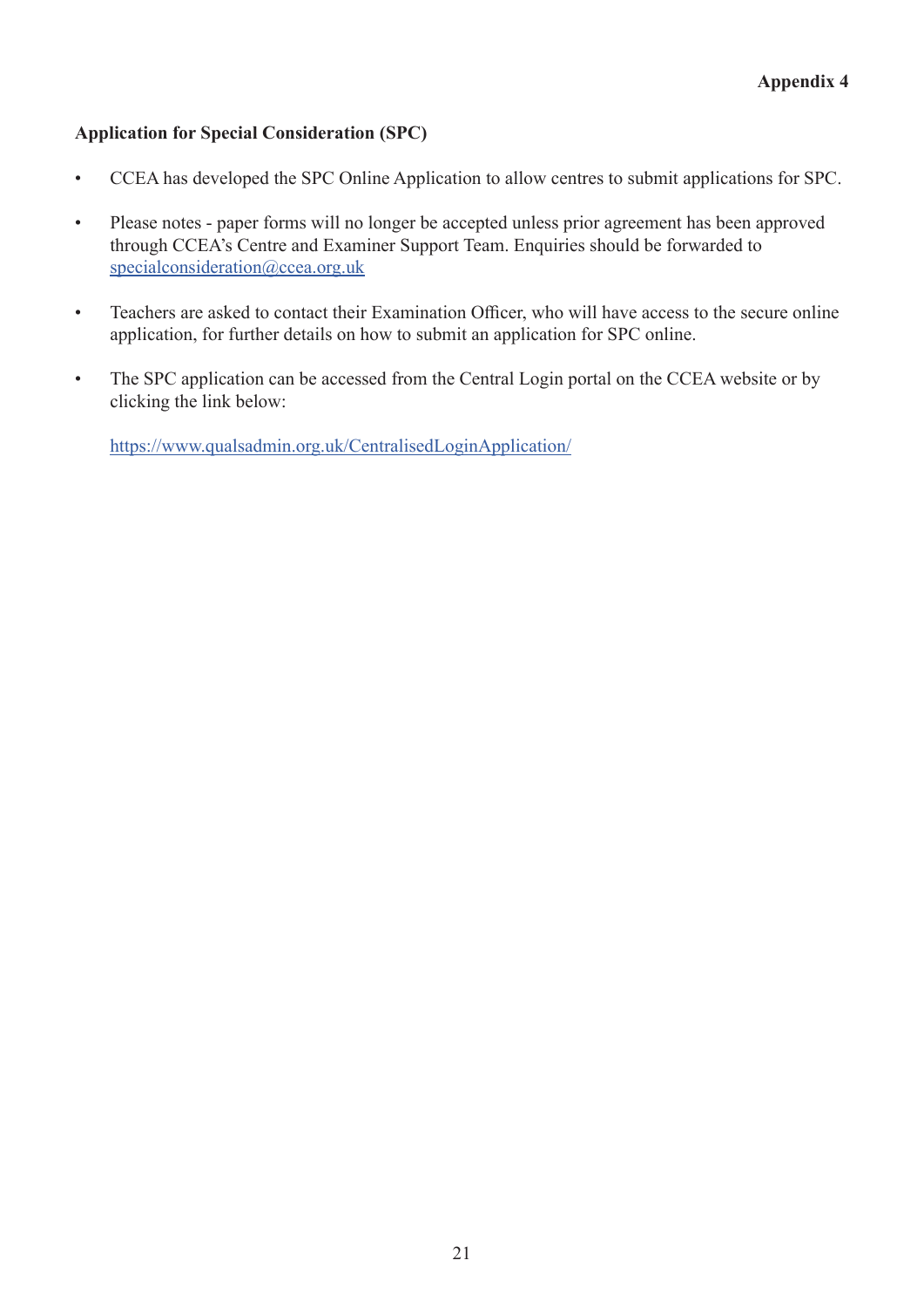**Appendix 4**

## Application for Special Consideration (SPC)

- CCEA has developed the SPC Online Application to allow centres to submit applications for SPC.
- Please notes - paper forms will no longer be accepted unless prior agreement has been approved through CCEA's Centre and Examiner Support Team. Enquiries should be forwarded to specialconsideration@ccea.org.uk
- Teachers are asked to contact their Examination Officer, who will have access to the secure online application, for further details on how to submit an application for SPC online.
- The SPC application can be accessed from the Central Login portal on the CCEA website or by clicking the link below:

  https://www.qualsadmin.org.uk/CentralisedLoginApplication/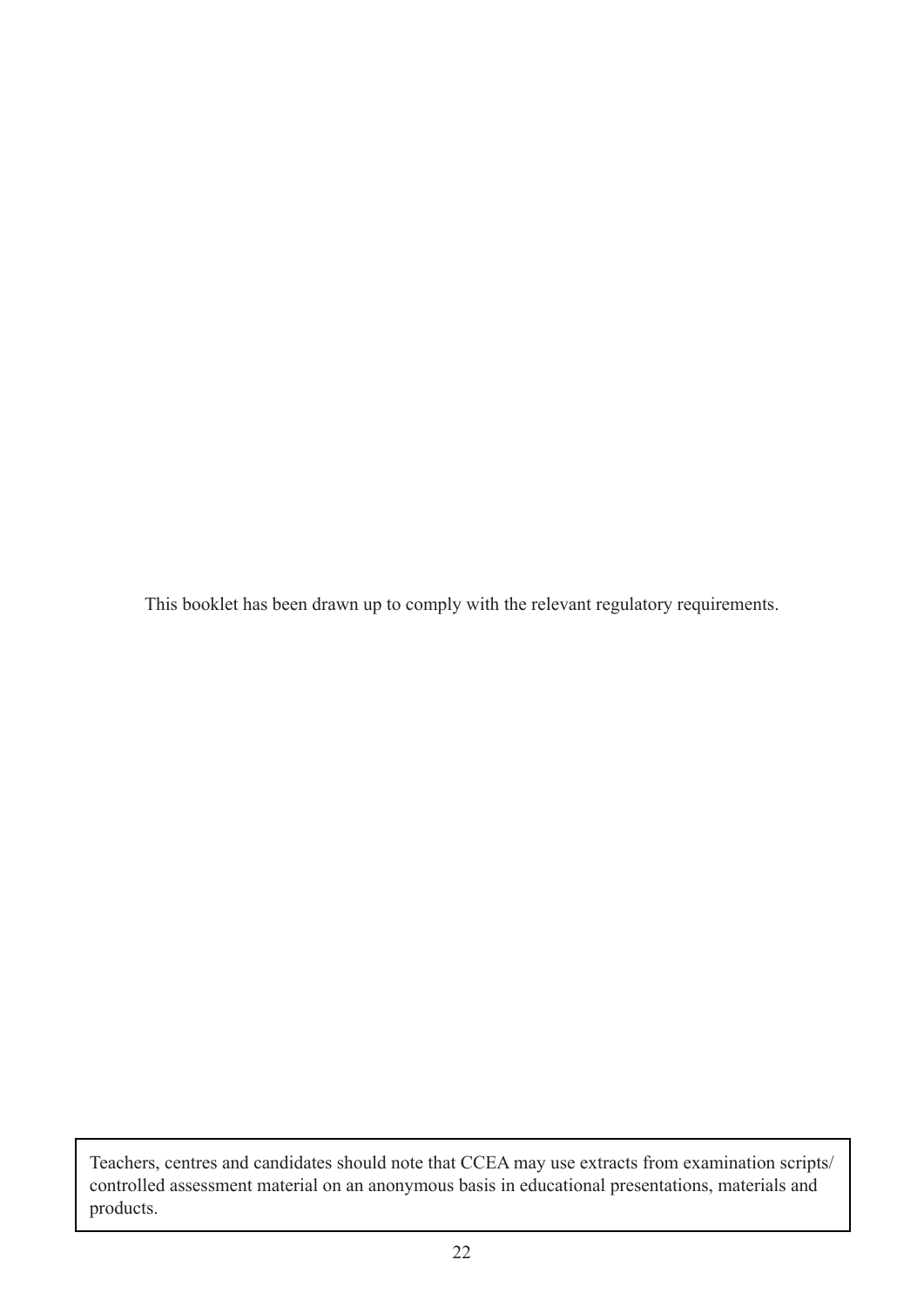This booklet has been drawn up to comply with the relevant regulatory requirements.

Teachers, centres and candidates should note that CCEA may use extracts from examination scripts/controlled assessment material on an anonymous basis in educational presentations, materials and products.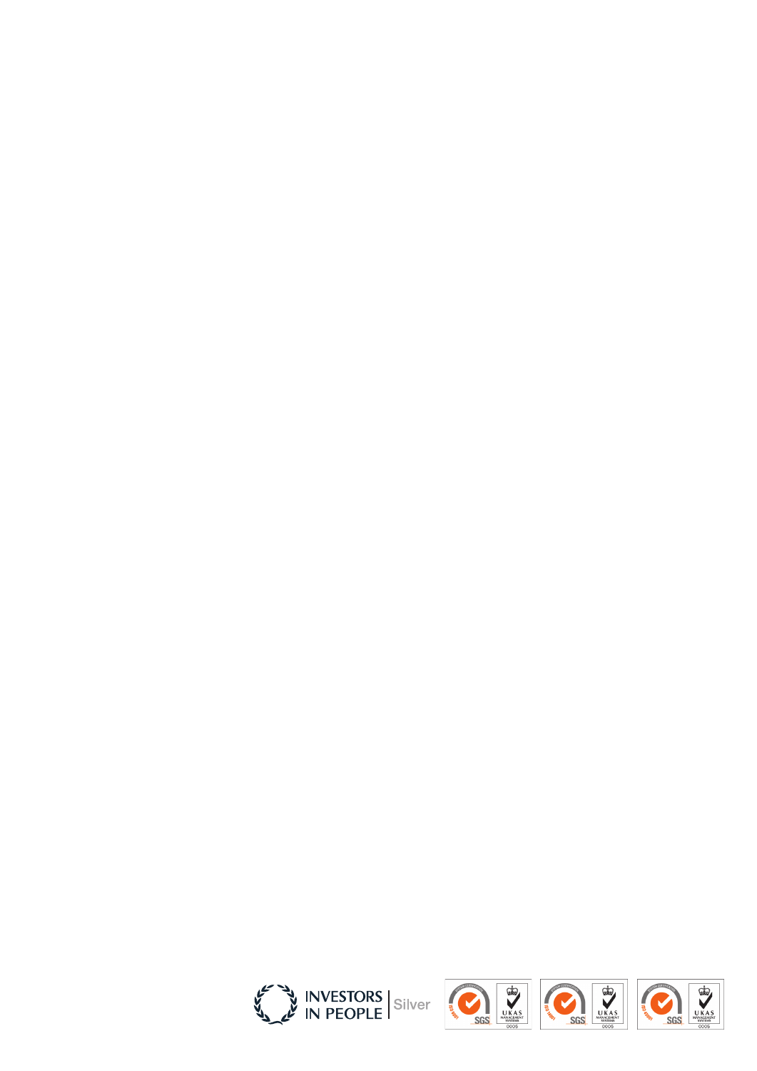INVESTORS IN PEOPLE | Silver